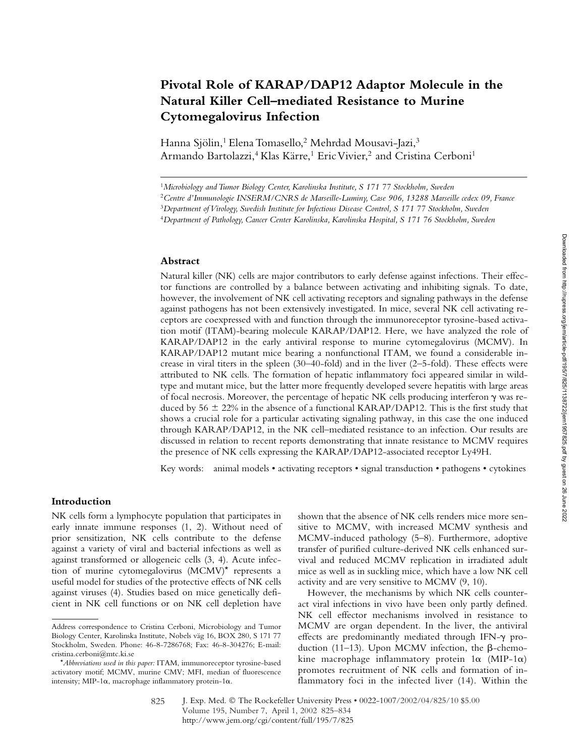# Pivotal Role of KARAP/DAP12 Adaptor Molecule in the Natural Killer Cell–mediated Resistance to Murine Cytomegalovirus Infection

Hanna Sjölin,[1] Elena Tomasello,[2] Mehrdad Mousavi-Jazi,[3] Armando Bartolazzi,[4] Klas Kärre,[1] Eric Vivier,[2] and Cristina Cerboni[1]

[1]*Microbiology and Tumor Biology Center, Karolinska Institute, S 171 77 Stockholm, Sweden*
[2]*Centre d'Immunologie INSERM/CNRS de Marseille-Luminy, Case 906, 13288 Marseille cedex 09, France*
[3]*Department of Virology, Swedish Institute for Infectious Disease Control, S 171 77 Stockholm, Sweden*
[4]*Department of Pathology, Cancer Center Karolinska, Karolinska Hospital, S 171 76 Stockholm, Sweden*

## Abstract

Natural killer (NK) cells are major contributors to early defense against infections. Their effector functions are controlled by a balance between activating and inhibiting signals. To date, however, the involvement of NK cell activating receptors and signaling pathways in the defense against pathogens has not been extensively investigated. In mice, several NK cell activating receptors are coexpressed with and function through the immunoreceptor tyrosine-based activation motif (ITAM)-bearing molecule KARAP/DAP12. Here, we have analyzed the role of KARAP/DAP12 in the early antiviral response to murine cytomegalovirus (MCMV). In KARAP/DAP12 mutant mice bearing a nonfunctional ITAM, we found a considerable increase in viral titers in the spleen (30–40-fold) and in the liver (2–5-fold). These effects were attributed to NK cells. The formation of hepatic inflammatory foci appeared similar in wild-type and mutant mice, but the latter more frequently developed severe hepatitis with large areas of focal necrosis. Moreover, the percentage of hepatic NK cells producing interferon γ was reduced by 56 ± 22% in the absence of a functional KARAP/DAP12. This is the first study that shows a crucial role for a particular activating signaling pathway, in this case the one induced through KARAP/DAP12, in the NK cell–mediated resistance to an infection. Our results are discussed in relation to recent reports demonstrating that innate resistance to MCMV requires the presence of NK cells expressing the KARAP/DAP12-associated receptor Ly49H.

Key words: animal models • activating receptors • signal transduction • pathogens • cytokines

## Introduction

NK cells form a lymphocyte population that participates in early innate immune responses (1, 2). Without need of prior sensitization, NK cells contribute to the defense against a variety of viral and bacterial infections as well as against transformed or allogeneic cells (3, 4). Acute infection of murine cytomegalovirus (MCMV)* represents a useful model for studies of the protective effects of NK cells against viruses (4). Studies based on mice genetically deficient in NK cell functions or on NK cell depletion have shown that the absence of NK cells renders mice more sensitive to MCMV, with increased MCMV synthesis and MCMV-induced pathology (5–8). Furthermore, adoptive transfer of purified culture-derived NK cells enhanced survival and reduced MCMV replication in irradiated adult mice as well as in suckling mice, which have a low NK cell activity and are very sensitive to MCMV (9, 10).

However, the mechanisms by which NK cells counteract viral infections in vivo have been only partly defined. NK cell effector mechanisms involved in resistance to MCMV are organ dependent. In the liver, the antiviral effects are predominantly mediated through IFN-γ production (11–13). Upon MCMV infection, the β-chemokine macrophage inflammatory protein 1α (MIP-1α) promotes recruitment of NK cells and formation of inflammatory foci in the infected liver (14). Within the

Address correspondence to Cristina Cerboni, Microbiology and Tumor Biology Center, Karolinska Institute, Nobels väg 16, BOX 280, S 171 77 Stockholm, Sweden. Phone: 46-8-7286768; Fax: 46-8-304276; E-mail: cristina.cerboni@mtc.ki.se

*Abbreviations used in this paper:* ITAM, immunoreceptor tyrosine-based activatory motif; MCMV, murine CMV; MFI, median of fluorescence intensity; MIP-1α, macrophage inflammatory protein-1α.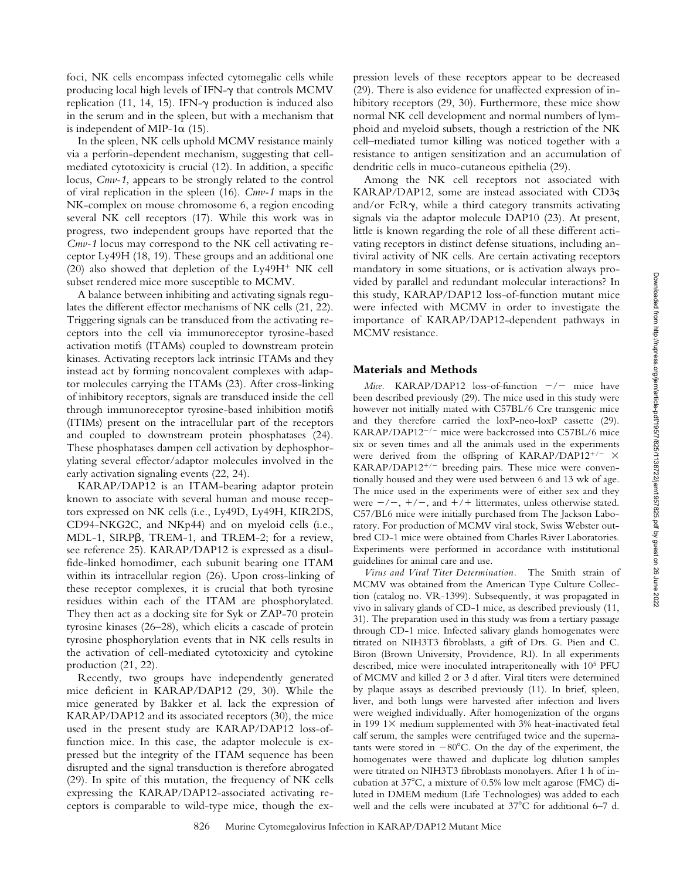foci, NK cells encompass infected cytomegalic cells while producing local high levels of IFN-γ that controls MCMV replication (11, 14, 15). IFN-γ production is induced also in the serum and in the spleen, but with a mechanism that is independent of MIP-1α (15).

In the spleen, NK cells uphold MCMV resistance mainly via a perforin-dependent mechanism, suggesting that cell-mediated cytotoxicity is crucial (12). In addition, a specific locus, *Cmv-1*, appears to be strongly related to the control of viral replication in the spleen (16). *Cmv-1* maps in the NK-complex on mouse chromosome 6, a region encoding several NK cell receptors (17). While this work was in progress, two independent groups have reported that the *Cmv-1* locus may correspond to the NK cell activating receptor Ly49H (18, 19). These groups and an additional one (20) also showed that depletion of the Ly49H$^+$ NK cell subset rendered mice more susceptible to MCMV.

A balance between inhibiting and activating signals regulates the different effector mechanisms of NK cells (21, 22). Triggering signals can be transduced from the activating receptors into the cell via immunoreceptor tyrosine-based activation motifs (ITAMs) coupled to downstream protein kinases. Activating receptors lack intrinsic ITAMs and they instead act by forming noncovalent complexes with adaptor molecules carrying the ITAMs (23). After cross-linking of inhibitory receptors, signals are transduced inside the cell through immunoreceptor tyrosine-based inhibition motifs (ITIMs) present on the intracellular part of the receptors and coupled to downstream protein phosphatases (24). These phosphatases dampen cell activation by dephosphorylating several effector/adaptor molecules involved in the early activation signaling events (22, 24).

KARAP/DAP12 is an ITAM-bearing adaptor protein known to associate with several human and mouse receptors expressed on NK cells (i.e., Ly49D, Ly49H, KIR2DS, CD94-NKG2C, and NKp44) and on myeloid cells (i.e., MDL-1, SIRPβ, TREM-1, and TREM-2; for a review, see reference 25). KARAP/DAP12 is expressed as a disulfide-linked homodimer, each subunit bearing one ITAM within its intracellular region (26). Upon cross-linking of these receptor complexes, it is crucial that both tyrosine residues within each of the ITAM are phosphorylated. They then act as a docking site for Syk or ZAP-70 protein tyrosine kinases (26–28), which elicits a cascade of protein tyrosine phosphorylation events that in NK cells results in the activation of cell-mediated cytotoxicity and cytokine production (21, 22).

Recently, two groups have independently generated mice deficient in KARAP/DAP12 (29, 30). While the mice generated by Bakker et al. lack the expression of KARAP/DAP12 and its associated receptors (30), the mice used in the present study are KARAP/DAP12 loss-of-function mice. In this case, the adaptor molecule is expressed but the integrity of the ITAM sequence has been disrupted and the signal transduction is therefore abrogated (29). In spite of this mutation, the frequency of NK cells expressing the KARAP/DAP12-associated activating receptors is comparable to wild-type mice, though the expression levels of these receptors appear to be decreased (29). There is also evidence for unaffected expression of inhibitory receptors (29, 30). Furthermore, these mice show normal NK cell development and normal numbers of lymphoid and myeloid subsets, though a restriction of the NK cell–mediated tumor killing was noticed together with a resistance to antigen sensitization and an accumulation of dendritic cells in muco-cutaneous epithelia (29).

Among the NK cell receptors not associated with KARAP/DAP12, some are instead associated with CD3ζ and/or FcRγ, while a third category transmits activating signals via the adaptor molecule DAP10 (23). At present, little is known regarding the role of all these different activating receptors in distinct defense situations, including antiviral activity of NK cells. Are certain activating receptors mandatory in some situations, or is activation always provided by parallel and redundant molecular interactions? In this study, KARAP/DAP12 loss-of-function mutant mice were infected with MCMV in order to investigate the importance of KARAP/DAP12-dependent pathways in MCMV resistance.

## Materials and Methods

*Mice.* KARAP/DAP12 loss-of-function −/− mice have been described previously (29). The mice used in this study were however not initially mated with C57BL/6 Cre transgenic mice and they therefore carried the loxP-neo-loxP cassette (29). KARAP/DAP12$^{-/-}$ mice were backcrossed into C57BL/6 mice six or seven times and all the animals used in the experiments were derived from the offspring of KARAP/DAP12$^{+/-}$ × KARAP/DAP12$^{+/-}$ breeding pairs. These mice were conventionally housed and they were used between 6 and 13 wk of age. The mice used in the experiments were of either sex and they were −/−, +/−, and +/+ littermates, unless otherwise stated. C57/BL6 mice were initially purchased from The Jackson Laboratory. For production of MCMV viral stock, Swiss Webster outbred CD-1 mice were obtained from Charles River Laboratories. Experiments were performed in accordance with institutional guidelines for animal care and use.

*Virus and Viral Titer Determination.* The Smith strain of MCMV was obtained from the American Type Culture Collection (catalog no. VR-1399). Subsequently, it was propagated in vivo in salivary glands of CD-1 mice, as described previously (11, 31). The preparation used in this study was from a tertiary passage through CD-1 mice. Infected salivary glands homogenates were titrated on NIH3T3 fibroblasts, a gift of Drs. G. Pien and C. Biron (Brown University, Providence, RI). In all experiments described, mice were inoculated intraperitoneally with $10^5$ PFU of MCMV and killed 2 or 3 d after. Viral titers were determined by plaque assays as described previously (11). In brief, spleen, liver, and both lungs were harvested after infection and livers were weighed individually. After homogenization of the organs in 199 1× medium supplemented with 3% heat-inactivated fetal calf serum, the samples were centrifuged twice and the supernatants were stored in −80°C. On the day of the experiment, the homogenates were thawed and duplicate log dilution samples were titrated on NIH3T3 fibroblasts monolayers. After 1 h of incubation at 37°C, a mixture of 0.5% low melt agarose (FMC) diluted in DMEM medium (Life Technologies) was added to each well and the cells were incubated at 37°C for additional 6–7 d.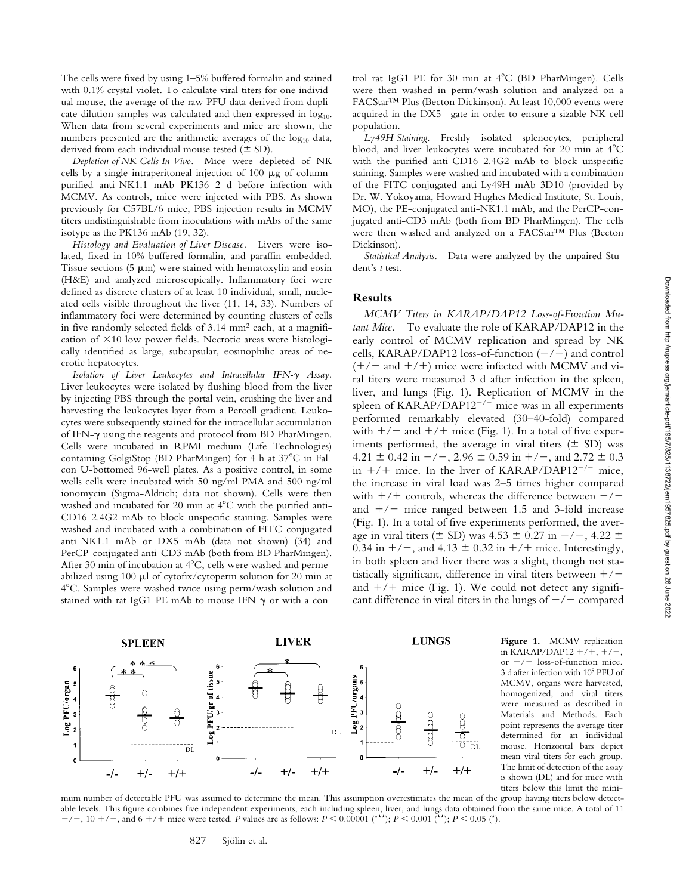The cells were fixed by using 1–5% buffered formalin and stained with 0.1% crystal violet. To calculate viral titers for one individual mouse, the average of the raw PFU data derived from duplicate dilution samples was calculated and then expressed in $\log_{10}$. When data from several experiments and mice are shown, the numbers presented are the arithmetic averages of the $\log_{10}$ data, derived from each individual mouse tested (± SD).

*Depletion of NK Cells In Vivo.* Mice were depleted of NK cells by a single intraperitoneal injection of 100 μg of column-purified anti-NK1.1 mAb PK136 2 d before infection with MCMV. As controls, mice were injected with PBS. As shown previously for C57BL/6 mice, PBS injection results in MCMV titers undistinguishable from inoculations with mAbs of the same isotype as the PK136 mAb (19, 32).

*Histology and Evaluation of Liver Disease.* Livers were isolated, fixed in 10% buffered formalin, and paraffin embedded. Tissue sections (5 μm) were stained with hematoxylin and eosin (H&E) and analyzed microscopically. Inflammatory foci were defined as discrete clusters of at least 10 individual, small, nucleated cells visible throughout the liver (11, 14, 33). Numbers of inflammatory foci were determined by counting clusters of cells in five randomly selected fields of 3.14 mm$^2$ each, at a magnification of ×10 low power fields. Necrotic areas were histologically identified as large, subcapsular, eosinophilic areas of necrotic hepatocytes.

*Isolation of Liver Leukocytes and Intracellular IFN-γ Assay.* Liver leukocytes were isolated by flushing blood from the liver by injecting PBS through the portal vein, crushing the liver and harvesting the leukocytes layer from a Percoll gradient. Leukocytes were subsequently stained for the intracellular accumulation of IFN-γ using the reagents and protocol from BD PharMingen. Cells were incubated in RPMI medium (Life Technologies) containing GolgiStop (BD PharMingen) for 4 h at 37°C in Falcon U-bottomed 96-well plates. As a positive control, in some wells cells were incubated with 50 ng/ml PMA and 500 ng/ml ionomycin (Sigma-Aldrich; data not shown). Cells were then washed and incubated for 20 min at 4°C with the purified anti-CD16 2.4G2 mAb to block unspecific staining. Samples were washed and incubated with a combination of FITC-conjugated anti-NK1.1 mAb or DX5 mAb (data not shown) (34) and PerCP-conjugated anti-CD3 mAb (both from BD PharMingen). After 30 min of incubation at 4°C, cells were washed and permeabilized using 100 μl of cytofix/cytoperm solution for 20 min at 4°C. Samples were washed twice using perm/wash solution and stained with rat IgG1-PE mAb to mouse IFN-γ or with a control rat IgG1-PE for 30 min at 4°C (BD PharMingen). Cells were then washed in perm/wash solution and analyzed on a FACStar™ Plus (Becton Dickinson). At least 10,000 events were acquired in the DX5$^+$ gate in order to ensure a sizable NK cell population.

*Ly49H Staining.* Freshly isolated splenocytes, peripheral blood, and liver leukocytes were incubated for 20 min at 4°C with the purified anti-CD16 2.4G2 mAb to block unspecific staining. Samples were washed and incubated with a combination of the FITC-conjugated anti-Ly49H mAb 3D10 (provided by Dr. W. Yokoyama, Howard Hughes Medical Institute, St. Louis, MO), the PE-conjugated anti-NK1.1 mAb, and the PerCP-conjugated anti-CD3 mAb (both from BD PharMingen). The cells were then washed and analyzed on a FACStar™ Plus (Becton Dickinson).

*Statistical Analysis.* Data were analyzed by the unpaired Student's *t* test.

## Results

*MCMV Titers in KARAP/DAP12 Loss-of-Function Mutant Mice.* To evaluate the role of KARAP/DAP12 in the early control of MCMV replication and spread by NK cells, KARAP/DAP12 loss-of-function (−/−) and control (+/− and +/+) mice were infected with MCMV and viral titers were measured 3 d after infection in the spleen, liver, and lungs (Fig. 1). Replication of MCMV in the spleen of KARAP/DAP12$^{-/-}$ mice was in all experiments performed remarkably elevated (30–40-fold) compared with +/− and +/+ mice (Fig. 1). In a total of five experiments performed, the average in viral titers (± SD) was 4.21 ± 0.42 in −/−, 2.96 ± 0.59 in +/−, and 2.72 ± 0.3 in +/+ mice. In the liver of KARAP/DAP12$^{-/-}$ mice, the increase in viral load was 2–5 times higher compared with +/+ controls, whereas the difference between −/− and +/− mice ranged between 1.5 and 3-fold increase (Fig. 1). In a total of five experiments performed, the average in viral titers (± SD) was 4.53 ± 0.27 in −/−, 4.22 ± 0.34 in +/−, and 4.13 ± 0.32 in +/+ mice. Interestingly, in both spleen and liver there was a slight, though not statistically significant, difference in viral titers between +/− and +/+ mice (Fig. 1). We could not detect any significant difference in viral titers in the lungs of −/− compared

**Figure 1.** MCMV replication in KARAP/DAP12 +/+, +/−, or −/− loss-of-function mice. 3 d after infection with $10^5$ PFU of MCMV, organs were harvested, homogenized, and viral titers were measured as described in Materials and Methods. Each point represents the average titer determined for an individual mouse. Horizontal bars depict mean viral titers for each group. The limit of detection of the assay is shown (DL) and for mice with titers below this limit the minimum number of detectable PFU was assumed to determine the mean. This assumption overestimates the mean of the group having titers below detectable levels. This figure combines five independent experiments, each including spleen, liver, and lungs data obtained from the same mice. A total of 11 −/−, 10 +/−, and 6 +/+ mice were tested. *P* values are as follows: $P < 0.00001$ (***); $P < 0.001$ (**); $P < 0.05$ (*).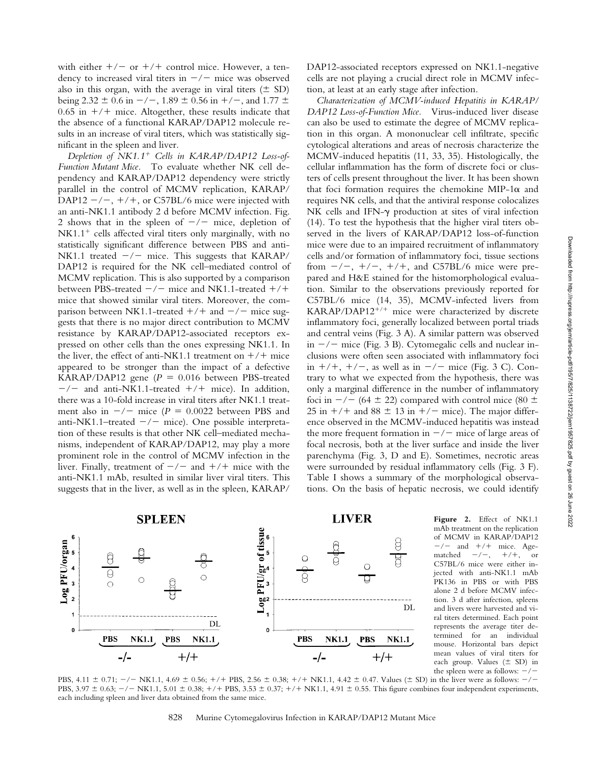with either +/− or +/+ control mice. However, a tendency to increased viral titers in −/− mice was observed also in this organ, with the average in viral titers (± SD) being 2.32 ± 0.6 in −/−, 1.89 ± 0.56 in +/−, and 1.77 ± 0.65 in +/+ mice. Altogether, these results indicate that the absence of a functional KARAP/DAP12 molecule results in an increase of viral titers, which was statistically significant in the spleen and liver.

*Depletion of NK1.1[+] Cells in KARAP/DAP12 Loss-of-Function Mutant Mice.* To evaluate whether NK cell dependency and KARAP/DAP12 dependency were strictly parallel in the control of MCMV replication, KARAP/DAP12 −/−, +/+, or C57BL/6 mice were injected with an anti-NK1.1 antibody 2 d before MCMV infection. Fig. 2 shows that in the spleen of −/− mice, depletion of NK1.1[+] cells affected viral titers only marginally, with no statistically significant difference between PBS and anti-NK1.1 treated −/− mice. This suggests that KARAP/DAP12 is required for the NK cell–mediated control of MCMV replication. This is also supported by a comparison between PBS-treated −/− mice and NK1.1-treated +/+ mice that showed similar viral titers. Moreover, the comparison between NK1.1-treated +/+ and −/− mice suggests that there is no major direct contribution to MCMV resistance by KARAP/DAP12-associated receptors expressed on other cells than the ones expressing NK1.1. In the liver, the effect of anti-NK1.1 treatment on +/+ mice appeared to be stronger than the impact of a defective KARAP/DAP12 gene ($P = 0.016$ between PBS-treated −/− and anti-NK1.1-treated +/+ mice). In addition, there was a 10-fold increase in viral titers after NK1.1 treatment also in −/− mice ($P = 0.0022$ between PBS and anti-NK1.1–treated −/− mice). One possible interpretation of these results is that other NK cell–mediated mechanisms, independent of KARAP/DAP12, may play a more prominent role in the control of MCMV infection in the liver. Finally, treatment of −/− and +/+ mice with the anti-NK1.1 mAb, resulted in similar liver viral titers. This suggests that in the liver, as well as in the spleen, KARAP/DAP12-associated receptors expressed on NK1.1-negative cells are not playing a crucial direct role in MCMV infection, at least at an early stage after infection.

*Characterization of MCMV-induced Hepatitis in KARAP/DAP12 Loss-of-Function Mice.* Virus-induced liver disease can also be used to estimate the degree of MCMV replication in this organ. A mononuclear cell infiltrate, specific cytological alterations and areas of necrosis characterize the MCMV-induced hepatitis (11, 33, 35). Histologically, the cellular inflammation has the form of discrete foci or clusters of cells present throughout the liver. It has been shown that foci formation requires the chemokine MIP-1α and requires NK cells, and that the antiviral response colocalizes NK cells and IFN-γ production at sites of viral infection (14). To test the hypothesis that the higher viral titers observed in the livers of KARAP/DAP12 loss-of-function mice were due to an impaired recruitment of inflammatory cells and/or formation of inflammatory foci, tissue sections from −/−, +/−, +/+, and C57BL/6 mice were prepared and H&E stained for the histomorphological evaluation. Similar to the observations previously reported for C57BL/6 mice (14, 35), MCMV-infected livers from KARAP/DAP12[+/+] mice were characterized by discrete inflammatory foci, generally localized between portal triads and central veins (Fig. 3 A). A similar pattern was observed in −/− mice (Fig. 3 B). Cytomegalic cells and nuclear inclusions were often seen associated with inflammatory foci in +/+, +/−, as well as in −/− mice (Fig. 3 C). Contrary to what we expected from the hypothesis, there was only a marginal difference in the number of inflammatory foci in −/− (64 ± 22) compared with control mice (80 ± 25 in +/+ and 88 ± 13 in +/− mice). The major difference observed in the MCMV-induced hepatitis was instead the more frequent formation in −/− mice of large areas of focal necrosis, both at the liver surface and inside the liver parenchyma (Fig. 3, D and E). Sometimes, necrotic areas were surrounded by residual inflammatory cells (Fig. 3 F). Table I shows a summary of the morphological observations. On the basis of hepatic necrosis, we could identify

**Figure 2.** Effect of NK1.1 mAb treatment on the replication of MCMV in KARAP/DAP12 −/− and +/+ mice. Age-matched −/−, +/+, or C57BL/6 mice were either injected with anti-NK1.1 mAb PK136 in PBS or with PBS alone 2 d before MCMV infection. 3 d after infection, spleens and livers were harvested and viral titers determined. Each point represents the average titer determined for an individual mouse. Horizontal bars depict mean values of viral titers for each group. Values (± SD) in the spleen were as follows: −/− PBS, 4.11 ± 0.71; −/− NK1.1, 4.69 ± 0.56; +/+ PBS, 2.56 ± 0.38; +/+ NK1.1, 4.42 ± 0.47. Values (± SD) in the liver were as follows: −/− PBS, 3.97 ± 0.63; −/− NK1.1, 5.01 ± 0.38; +/+ PBS, 3.53 ± 0.37; +/+ NK1.1, 4.91 ± 0.55. This figure combines four independent experiments, each including spleen and liver data obtained from the same mice.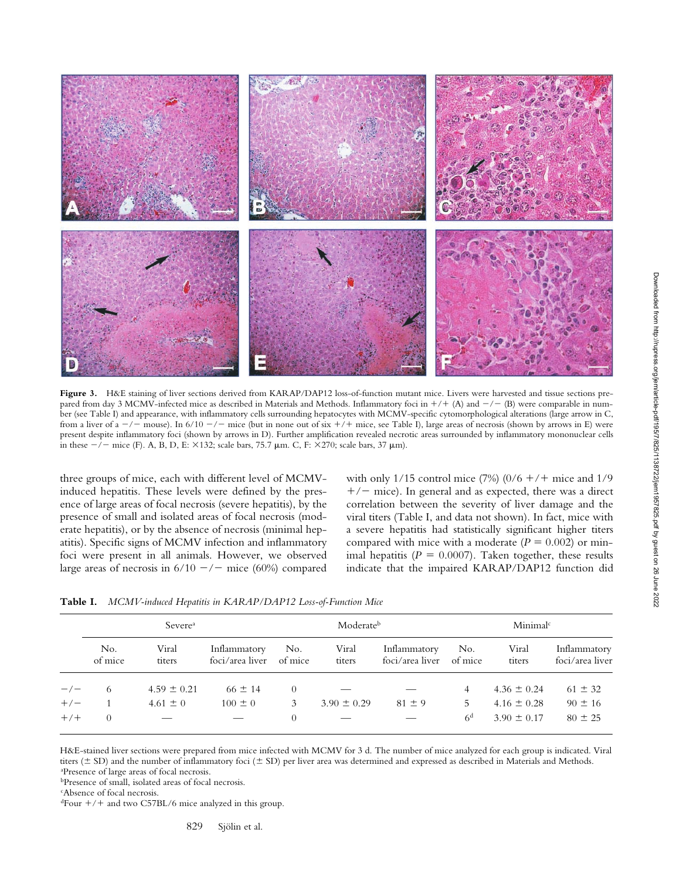**Figure 3.** H&E staining of liver sections derived from KARAP/DAP12 loss-of-function mutant mice. Livers were harvested and tissue sections prepared from day 3 MCMV-infected mice as described in Materials and Methods. Inflammatory foci in +/+ (A) and −/− (B) were comparable in number (see Table I) and appearance, with inflammatory cells surrounding hepatocytes with MCMV-specific cytomorphological alterations (large arrow in C, from a liver of a −/− mouse). In 6/10 −/− mice (but in none out of six +/+ mice, see Table I), large areas of necrosis (shown by arrows in E) were present despite inflammatory foci (shown by arrows in D). Further amplification revealed necrotic areas surrounded by inflammatory mononuclear cells in these −/− mice (F). A, B, D, E: ×132; scale bars, 75.7 μm. C, F: ×270; scale bars, 37 μm).

three groups of mice, each with different level of MCMV-induced hepatitis. These levels were defined by the presence of large areas of focal necrosis (severe hepatitis), by the presence of small and isolated areas of focal necrosis (moderate hepatitis), or by the absence of necrosis (minimal hepatitis). Specific signs of MCMV infection and inflammatory foci were present in all animals. However, we observed large areas of necrosis in 6/10 −/− mice (60%) compared with only 1/15 control mice (7%) (0/6 +/+ mice and 1/9 +/− mice). In general and as expected, there was a direct correlation between the severity of liver damage and the viral titers (Table I, and data not shown). In fact, mice with a severe hepatitis had statistically significant higher titers compared with mice with a moderate ($P = 0.002$) or minimal hepatitis ($P = 0.0007$). Taken together, these results indicate that the impaired KARAP/DAP12 function did

**Table I.** *MCMV-induced Hepatitis in KARAP/DAP12 Loss-of-Function Mice*

| | Severe[a] | | | Moderate[b] | | | Minimal[c] | | |
|---|---|---|---|---|---|---|---|---|---|
| | No. of mice | Viral titers | Inflammatory foci/area liver | No. of mice | Viral titers | Inflammatory foci/area liver | No. of mice | Viral titers | Inflammatory foci/area liver |
| −/− | 6 | 4.59 ± 0.21 | 66 ± 14 | 0 | — | — | 4 | 4.36 ± 0.24 | 61 ± 32 |
| +/− | 1 | 4.61 ± 0 | 100 ± 0 | 3 | 3.90 ± 0.29 | 81 ± 9 | 5 | 4.16 ± 0.28 | 90 ± 16 |
| +/+ | 0 | — | — | 0 | — | — | 6[d] | 3.90 ± 0.17 | 80 ± 25 |

H&E-stained liver sections were prepared from mice infected with MCMV for 3 d. The number of mice analyzed for each group is indicated. Viral titers (± SD) and the number of inflammatory foci (± SD) per liver area was determined and expressed as described in Materials and Methods.
[a]Presence of large areas of focal necrosis.
[b]Presence of small, isolated areas of focal necrosis.
[c]Absence of focal necrosis.
[d]Four +/+ and two C57BL/6 mice analyzed in this group.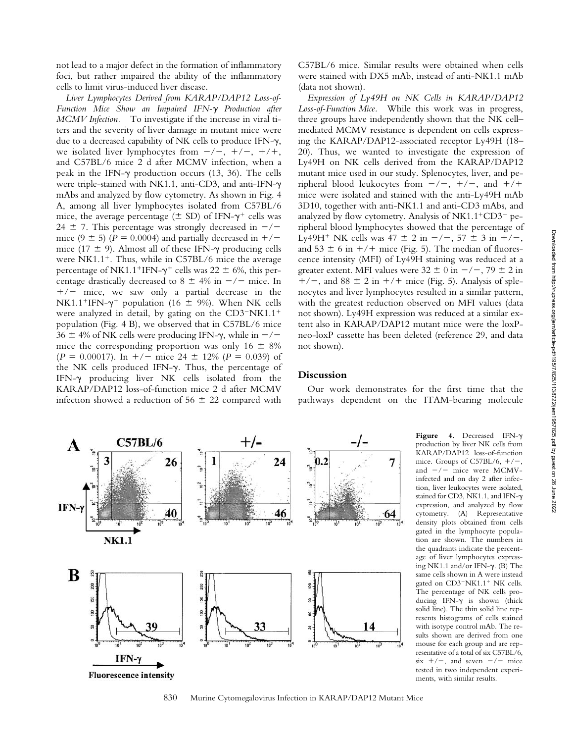not lead to a major defect in the formation of inflammatory foci, but rather impaired the ability of the inflammatory cells to limit virus-induced liver disease.

*Liver Lymphocytes Derived from KARAP/DAP12 Loss-of-Function Mice Show an Impaired IFN-γ Production after MCMV Infection.* To investigate if the increase in viral titers and the severity of liver damage in mutant mice were due to a decreased capability of NK cells to produce IFN-γ, we isolated liver lymphocytes from −/−, +/−, +/+, and C57BL/6 mice 2 d after MCMV infection, when a peak in the IFN-γ production occurs (13, 36). The cells were triple-stained with NK1.1, anti-CD3, and anti-IFN-γ mAbs and analyzed by flow cytometry. As shown in Fig. 4 A, among all liver lymphocytes isolated from C57BL/6 mice, the average percentage (± SD) of IFN-$\gamma^+$ cells was 24 ± 7. This percentage was strongly decreased in −/− mice (9 ± 5) ($P = 0.0004$) and partially decreased in +/− mice (17 ± 9). Almost all of these IFN-γ producing cells were NK1.1$^+$. Thus, while in C57BL/6 mice the average percentage of NK1.1$^+$IFN-$\gamma^+$ cells was 22 ± 6%, this percentage drastically decreased to 8 ± 4% in −/− mice. In +/− mice, we saw only a partial decrease in the NK1.1$^+$IFN-$\gamma^+$ population (16 ± 9%). When NK cells were analyzed in detail, by gating on the CD3$^-$NK1.1$^+$ population (Fig. 4 B), we observed that in C57BL/6 mice 36 ± 4% of NK cells were producing IFN-γ, while in −/− mice the corresponding proportion was only 16 ± 8% ($P = 0.00017$). In +/− mice 24 ± 12% ($P = 0.039$) of the NK cells produced IFN-γ. Thus, the percentage of IFN-γ producing liver NK cells isolated from the KARAP/DAP12 loss-of-function mice 2 d after MCMV infection showed a reduction of 56 ± 22 compared with C57BL/6 mice. Similar results were obtained when cells were stained with DX5 mAb, instead of anti-NK1.1 mAb (data not shown).

*Expression of Ly49H on NK Cells in KARAP/DAP12 Loss-of-Function Mice.* While this work was in progress, three groups have independently shown that the NK cell–mediated MCMV resistance is dependent on cells expressing the KARAP/DAP12-associated receptor Ly49H (18–20). Thus, we wanted to investigate the expression of Ly49H on NK cells derived from the KARAP/DAP12 mutant mice used in our study. Splenocytes, liver, and peripheral blood leukocytes from −/−, +/−, and +/+ mice were isolated and stained with the anti-Ly49H mAb 3D10, together with anti-NK1.1 and anti-CD3 mAbs, and analyzed by flow cytometry. Analysis of NK1.1$^+$CD3$^-$ peripheral blood lymphocytes showed that the percentage of Ly49H$^+$ NK cells was 47 ± 2 in −/−, 57 ± 3 in +/−, and 53 ± 6 in +/+ mice (Fig. 5). The median of fluorescence intensity (MFI) of Ly49H staining was reduced at a greater extent. MFI values were 32 ± 0 in −/−, 79 ± 2 in +/−, and 88 ± 2 in +/+ mice (Fig. 5). Analysis of splenocytes and liver lymphocytes resulted in a similar pattern, with the greatest reduction observed on MFI values (data not shown). Ly49H expression was reduced at a similar extent also in KARAP/DAP12 mutant mice were the loxP-neo-loxP cassette has been deleted (reference 29, and data not shown).

## Discussion

Our work demonstrates for the first time that the pathways dependent on the ITAM-bearing molecule

**Figure 4.** Decreased IFN-γ production by liver NK cells from KARAP/DAP12 loss-of-function mice. Groups of C57BL/6, +/−, and −/− mice were MCMV-infected and on day 2 after infection, liver leukocytes were isolated, stained for CD3, NK1.1, and IFN-γ expression, and analyzed by flow cytometry. (A) Representative density plots obtained from cells gated in the lymphocyte population are shown. The numbers in the quadrants indicate the percentage of liver lymphocytes expressing NK1.1 and/or IFN-γ. (B) The same cells shown in A were instead gated on CD3$^-$NK1.1$^+$ NK cells. The percentage of NK cells producing IFN-γ is shown (thick solid line). The thin solid line represents histograms of cells stained with isotype control mAb. The results shown are derived from one mouse for each group and are representative of a total of six C57BL/6, six +/−, and seven −/− mice tested in two independent experiments, with similar results.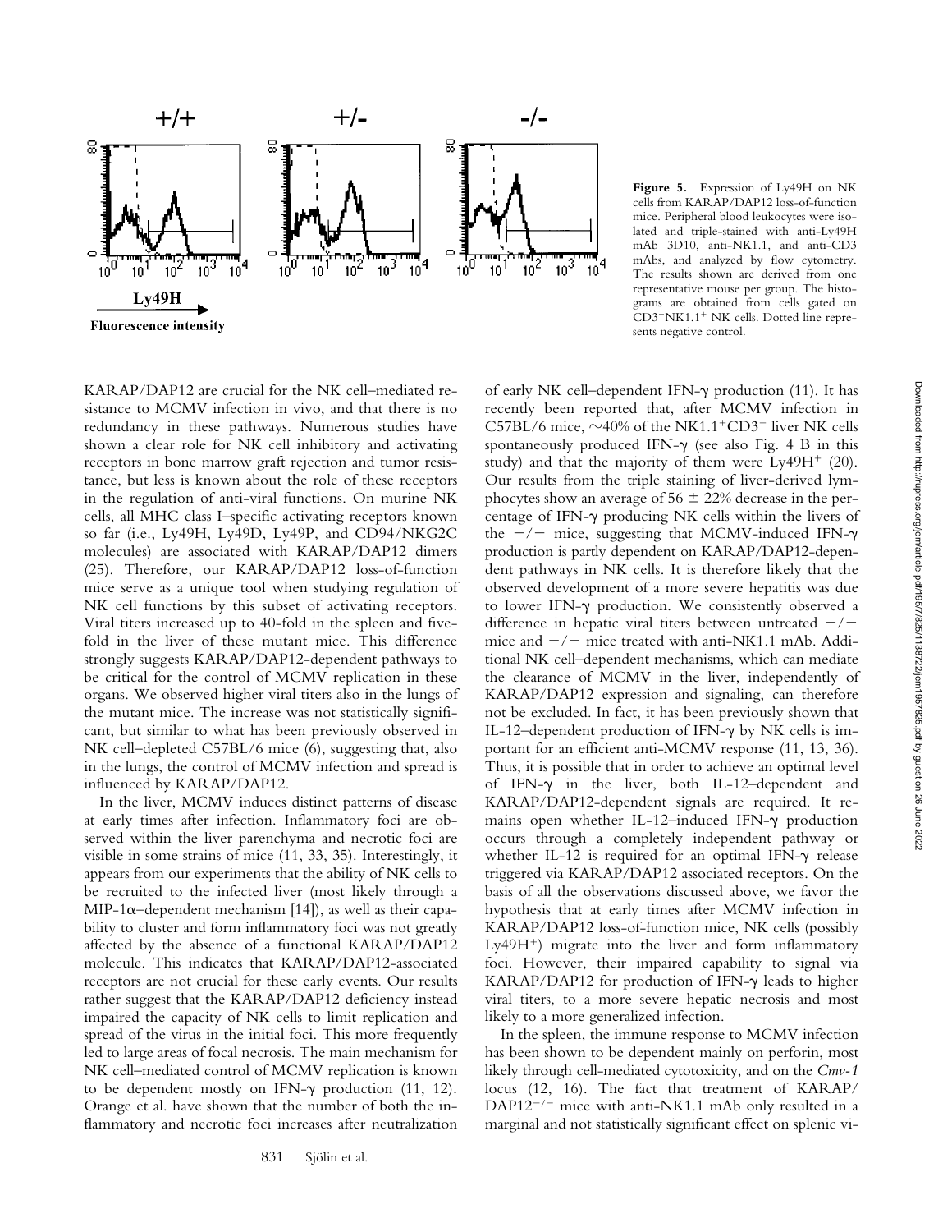**Figure 5.** Expression of Ly49H on NK cells from KARAP/DAP12 loss-of-function mice. Peripheral blood leukocytes were isolated and triple-stained with anti-Ly49H mAb 3D10, anti-NK1.1, and anti-CD3 mAbs, and analyzed by flow cytometry. The results shown are derived from one representative mouse per group. The histograms are obtained from cells gated on $CD3^-NK1.1^+$ NK cells. Dotted line represents negative control.

KARAP/DAP12 are crucial for the NK cell–mediated resistance to MCMV infection in vivo, and that there is no redundancy in these pathways. Numerous studies have shown a clear role for NK cell inhibitory and activating receptors in bone marrow graft rejection and tumor resistance, but less is known about the role of these receptors in the regulation of anti-viral functions. On murine NK cells, all MHC class I–specific activating receptors known so far (i.e., Ly49H, Ly49D, Ly49P, and CD94/NKG2C molecules) are associated with KARAP/DAP12 dimers (25). Therefore, our KARAP/DAP12 loss-of-function mice serve as a unique tool when studying regulation of NK cell functions by this subset of activating receptors. Viral titers increased up to 40-fold in the spleen and five-fold in the liver of these mutant mice. This difference strongly suggests KARAP/DAP12-dependent pathways to be critical for the control of MCMV replication in these organs. We observed higher viral titers also in the lungs of the mutant mice. The increase was not statistically significant, but similar to what has been previously observed in NK cell–depleted C57BL/6 mice (6), suggesting that, also in the lungs, the control of MCMV infection and spread is influenced by KARAP/DAP12.

In the liver, MCMV induces distinct patterns of disease at early times after infection. Inflammatory foci are observed within the liver parenchyma and necrotic foci are visible in some strains of mice (11, 33, 35). Interestingly, it appears from our experiments that the ability of NK cells to be recruited to the infected liver (most likely through a MIP-1α–dependent mechanism [14]), as well as their capability to cluster and form inflammatory foci was not greatly affected by the absence of a functional KARAP/DAP12 molecule. This indicates that KARAP/DAP12-associated receptors are not crucial for these early events. Our results rather suggest that the KARAP/DAP12 deficiency instead impaired the capacity of NK cells to limit replication and spread of the virus in the initial foci. This more frequently led to large areas of focal necrosis. The main mechanism for NK cell–mediated control of MCMV replication is known to be dependent mostly on IFN-γ production (11, 12). Orange et al. have shown that the number of both the inflammatory and necrotic foci increases after neutralization of early NK cell–dependent IFN-γ production (11). It has recently been reported that, after MCMV infection in C57BL/6 mice, ~40% of the $NK1.1^+CD3^-$ liver NK cells spontaneously produced IFN-γ (see also Fig. 4 B in this study) and that the majority of them were $Ly49H^+$ (20). Our results from the triple staining of liver-derived lymphocytes show an average of 56 ± 22% decrease in the percentage of IFN-γ producing NK cells within the livers of the −/− mice, suggesting that MCMV-induced IFN-γ production is partly dependent on KARAP/DAP12-dependent pathways in NK cells. It is therefore likely that the observed development of a more severe hepatitis was due to lower IFN-γ production. We consistently observed a difference in hepatic viral titers between untreated −/− mice and −/− mice treated with anti-NK1.1 mAb. Additional NK cell–dependent mechanisms, which can mediate the clearance of MCMV in the liver, independently of KARAP/DAP12 expression and signaling, can therefore not be excluded. In fact, it has been previously shown that IL-12–dependent production of IFN-γ by NK cells is important for an efficient anti-MCMV response (11, 13, 36). Thus, it is possible that in order to achieve an optimal level of IFN-γ in the liver, both IL-12–dependent and KARAP/DAP12-dependent signals are required. It remains open whether IL-12–induced IFN-γ production occurs through a completely independent pathway or whether IL-12 is required for an optimal IFN-γ release triggered via KARAP/DAP12 associated receptors. On the basis of all the observations discussed above, we favor the hypothesis that at early times after MCMV infection in KARAP/DAP12 loss-of-function mice, NK cells (possibly $Ly49H^+$) migrate into the liver and form inflammatory foci. However, their impaired capability to signal via KARAP/DAP12 for production of IFN-γ leads to higher viral titers, to a more severe hepatic necrosis and most likely to a more generalized infection.

In the spleen, the immune response to MCMV infection has been shown to be dependent mainly on perforin, most likely through cell-mediated cytotoxicity, and on the *Cmv-1* locus (12, 16). The fact that treatment of KARAP/$DAP12^{-/-}$ mice with anti-NK1.1 mAb only resulted in a marginal and not statistically significant effect on splenic vi-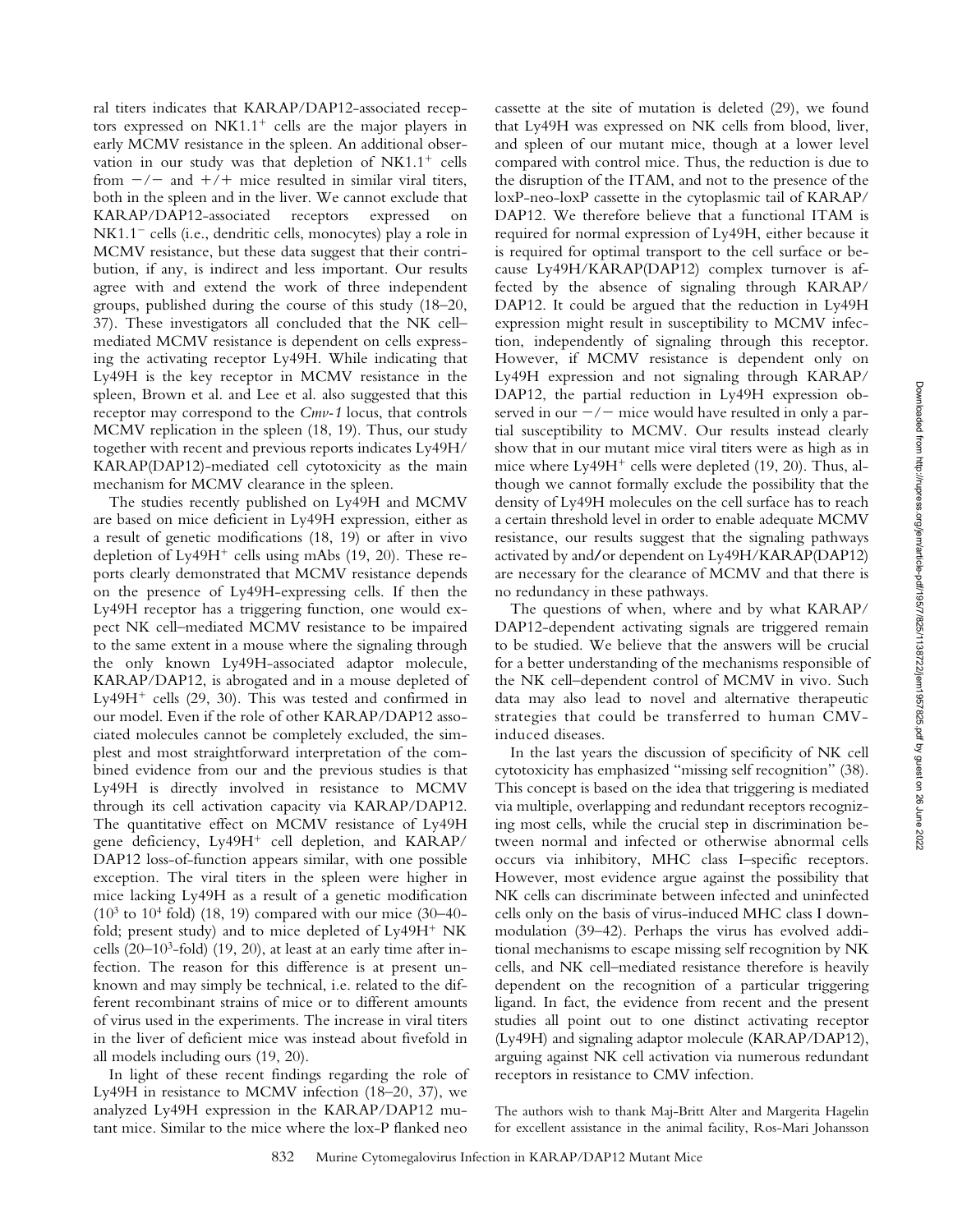ral titers indicates that KARAP/DAP12-associated receptors expressed on NK1.1$^+$ cells are the major players in early MCMV resistance in the spleen. An additional observation in our study was that depletion of NK1.1$^+$ cells from $-/-$ and $+/+$ mice resulted in similar viral titers, both in the spleen and in the liver. We cannot exclude that KARAP/DAP12-associated receptors expressed on NK1.1$^-$ cells (i.e., dendritic cells, monocytes) play a role in MCMV resistance, but these data suggest that their contribution, if any, is indirect and less important. Our results agree with and extend the work of three independent groups, published during the course of this study (18–20, 37). These investigators all concluded that the NK cell–mediated MCMV resistance is dependent on cells expressing the activating receptor Ly49H. While indicating that Ly49H is the key receptor in MCMV resistance in the spleen, Brown et al. and Lee et al. also suggested that this receptor may correspond to the *Cmv-1* locus, that controls MCMV replication in the spleen (18, 19). Thus, our study together with recent and previous reports indicates Ly49H/KARAP(DAP12)-mediated cell cytotoxicity as the main mechanism for MCMV clearance in the spleen.

The studies recently published on Ly49H and MCMV are based on mice deficient in Ly49H expression, either as a result of genetic modifications (18, 19) or after in vivo depletion of Ly49H$^+$ cells using mAbs (19, 20). These reports clearly demonstrated that MCMV resistance depends on the presence of Ly49H-expressing cells. If then the Ly49H receptor has a triggering function, one would expect NK cell–mediated MCMV resistance to be impaired to the same extent in a mouse where the signaling through the only known Ly49H-associated adaptor molecule, KARAP/DAP12, is abrogated and in a mouse depleted of Ly49H$^+$ cells (29, 30). This was tested and confirmed in our model. Even if the role of other KARAP/DAP12 associated molecules cannot be completely excluded, the simplest and most straightforward interpretation of the combined evidence from our and the previous studies is that Ly49H is directly involved in resistance to MCMV through its cell activation capacity via KARAP/DAP12. The quantitative effect on MCMV resistance of Ly49H gene deficiency, Ly49H$^+$ cell depletion, and KARAP/DAP12 loss-of-function appears similar, with one possible exception. The viral titers in the spleen were higher in mice lacking Ly49H as a result of a genetic modification ($10^3$ to $10^4$ fold) (18, 19) compared with our mice (30–40-fold; present study) and to mice depleted of Ly49H$^+$ NK cells (20–$10^3$-fold) (19, 20), at least at an early time after infection. The reason for this difference is at present unknown and may simply be technical, i.e. related to the different recombinant strains of mice or to different amounts of virus used in the experiments. The increase in viral titers in the liver of deficient mice was instead about fivefold in all models including ours (19, 20).

In light of these recent findings regarding the role of Ly49H in resistance to MCMV infection (18–20, 37), we analyzed Ly49H expression in the KARAP/DAP12 mutant mice. Similar to the mice where the lox-P flanked neo cassette at the site of mutation is deleted (29), we found that Ly49H was expressed on NK cells from blood, liver, and spleen of our mutant mice, though at a lower level compared with control mice. Thus, the reduction is due to the disruption of the ITAM, and not to the presence of the loxP-neo-loxP cassette in the cytoplasmic tail of KARAP/DAP12. We therefore believe that a functional ITAM is required for normal expression of Ly49H, either because it is required for optimal transport to the cell surface or because Ly49H/KARAP(DAP12) complex turnover is affected by the absence of signaling through KARAP/DAP12. It could be argued that the reduction in Ly49H expression might result in susceptibility to MCMV infection, independently of signaling through this receptor. However, if MCMV resistance is dependent only on Ly49H expression and not signaling through KARAP/DAP12, the partial reduction in Ly49H expression observed in our $-/-$ mice would have resulted in only a partial susceptibility to MCMV. Our results instead clearly show that in our mutant mice viral titers were as high as in mice where Ly49H$^+$ cells were depleted (19, 20). Thus, although we cannot formally exclude the possibility that the density of Ly49H molecules on the cell surface has to reach a certain threshold level in order to enable adequate MCMV resistance, our results suggest that the signaling pathways activated by and/or dependent on Ly49H/KARAP(DAP12) are necessary for the clearance of MCMV and that there is no redundancy in these pathways.

The questions of when, where and by what KARAP/DAP12-dependent activating signals are triggered remain to be studied. We believe that the answers will be crucial for a better understanding of the mechanisms responsible of the NK cell–dependent control of MCMV in vivo. Such data may also lead to novel and alternative therapeutic strategies that could be transferred to human CMV-induced diseases.

In the last years the discussion of specificity of NK cell cytotoxicity has emphasized "missing self recognition" (38). This concept is based on the idea that triggering is mediated via multiple, overlapping and redundant receptors recognizing most cells, while the crucial step in discrimination between normal and infected or otherwise abnormal cells occurs via inhibitory, MHC class I–specific receptors. However, most evidence argue against the possibility that NK cells can discriminate between infected and uninfected cells only on the basis of virus-induced MHC class I downmodulation (39–42). Perhaps the virus has evolved additional mechanisms to escape missing self recognition by NK cells, and NK cell–mediated resistance therefore is heavily dependent on the recognition of a particular triggering ligand. In fact, the evidence from recent and the present studies all point out to one distinct activating receptor (Ly49H) and signaling adaptor molecule (KARAP/DAP12), arguing against NK cell activation via numerous redundant receptors in resistance to CMV infection.

The authors wish to thank Maj-Britt Alter and Margerita Hagelin for excellent assistance in the animal facility, Ros-Mari Johansson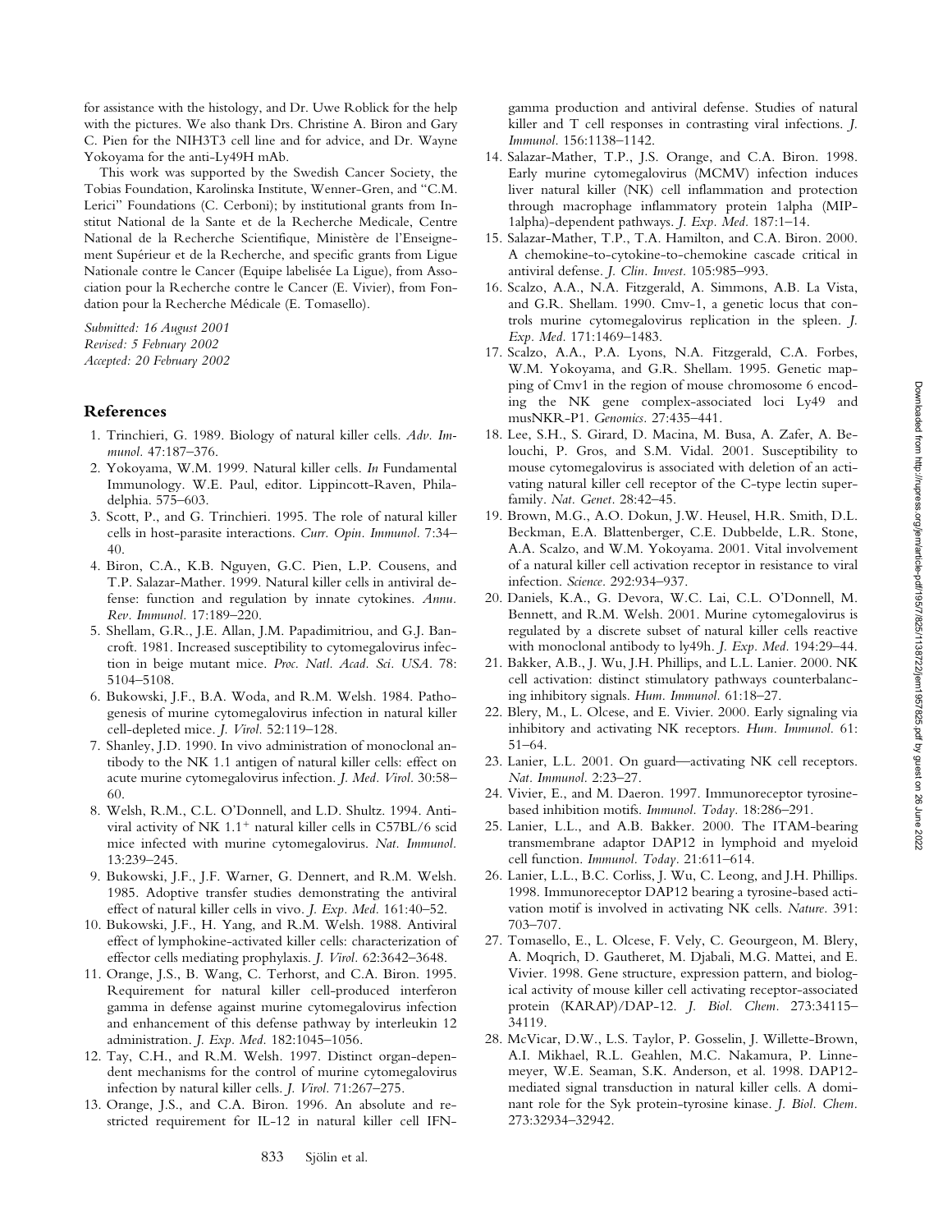for assistance with the histology, and Dr. Uwe Roblick for the help with the pictures. We also thank Drs. Christine A. Biron and Gary C. Pien for the NIH3T3 cell line and for advice, and Dr. Wayne Yokoyama for the anti-Ly49H mAb.

This work was supported by the Swedish Cancer Society, the Tobias Foundation, Karolinska Institute, Wenner-Gren, and "C.M. Lerici" Foundations (C. Cerboni); by institutional grants from Institut National de la Sante et de la Recherche Medicale, Centre National de la Recherche Scientifique, Ministère de l'Enseignement Supérieur et de la Recherche, and specific grants from Ligue Nationale contre le Cancer (Equipe labelisée La Ligue), from Association pour la Recherche contre le Cancer (E. Vivier), from Fondation pour la Recherche Médicale (E. Tomasello).

*Submitted: 16 August 2001*
*Revised: 5 February 2002*
*Accepted: 20 February 2002*

## References

1. Trinchieri, G. 1989. Biology of natural killer cells. *Adv. Immunol.* 47:187–376.
2. Yokoyama, W.M. 1999. Natural killer cells. *In* Fundamental Immunology. W.E. Paul, editor. Lippincott-Raven, Philadelphia. 575–603.
3. Scott, P., and G. Trinchieri. 1995. The role of natural killer cells in host-parasite interactions. *Curr. Opin. Immunol.* 7:34–40.
4. Biron, C.A., K.B. Nguyen, G.C. Pien, L.P. Cousens, and T.P. Salazar-Mather. 1999. Natural killer cells in antiviral defense: function and regulation by innate cytokines. *Annu. Rev. Immunol.* 17:189–220.
5. Shellam, G.R., J.E. Allan, J.M. Papadimitriou, and G.J. Bancroft. 1981. Increased susceptibility to cytomegalovirus infection in beige mutant mice. *Proc. Natl. Acad. Sci. USA.* 78:5104–5108.
6. Bukowski, J.F., B.A. Woda, and R.M. Welsh. 1984. Pathogenesis of murine cytomegalovirus infection in natural killer cell-depleted mice. *J. Virol.* 52:119–128.
7. Shanley, J.D. 1990. In vivo administration of monoclonal antibody to the NK 1.1 antigen of natural killer cells: effect on acute murine cytomegalovirus infection. *J. Med. Virol.* 30:58–60.
8. Welsh, R.M., C.L. O'Donnell, and L.D. Shultz. 1994. Antiviral activity of NK 1.1$^{+}$ natural killer cells in C57BL/6 scid mice infected with murine cytomegalovirus. *Nat. Immunol.* 13:239–245.
9. Bukowski, J.F., J.F. Warner, G. Dennert, and R.M. Welsh. 1985. Adoptive transfer studies demonstrating the antiviral effect of natural killer cells in vivo. *J. Exp. Med.* 161:40–52.
10. Bukowski, J.F., H. Yang, and R.M. Welsh. 1988. Antiviral effect of lymphokine-activated killer cells: characterization of effector cells mediating prophylaxis. *J. Virol.* 62:3642–3648.
11. Orange, J.S., B. Wang, C. Terhorst, and C.A. Biron. 1995. Requirement for natural killer cell-produced interferon gamma in defense against murine cytomegalovirus infection and enhancement of this defense pathway by interleukin 12 administration. *J. Exp. Med.* 182:1045–1056.
12. Tay, C.H., and R.M. Welsh. 1997. Distinct organ-dependent mechanisms for the control of murine cytomegalovirus infection by natural killer cells. *J. Virol.* 71:267–275.
13. Orange, J.S., and C.A. Biron. 1996. An absolute and restricted requirement for IL-12 in natural killer cell IFN-gamma production and antiviral defense. Studies of natural killer and T cell responses in contrasting viral infections. *J. Immunol.* 156:1138–1142.
14. Salazar-Mather, T.P., J.S. Orange, and C.A. Biron. 1998. Early murine cytomegalovirus (MCMV) infection induces liver natural killer (NK) cell inflammation and protection through macrophage inflammatory protein 1alpha (MIP-1alpha)-dependent pathways. *J. Exp. Med.* 187:1–14.
15. Salazar-Mather, T.P., T.A. Hamilton, and C.A. Biron. 2000. A chemokine-to-cytokine-to-chemokine cascade critical in antiviral defense. *J. Clin. Invest.* 105:985–993.
16. Scalzo, A.A., N.A. Fitzgerald, A. Simmons, A.B. La Vista, and G.R. Shellam. 1990. Cmv-1, a genetic locus that controls murine cytomegalovirus replication in the spleen. *J. Exp. Med.* 171:1469–1483.
17. Scalzo, A.A., P.A. Lyons, N.A. Fitzgerald, C.A. Forbes, W.M. Yokoyama, and G.R. Shellam. 1995. Genetic mapping of Cmv1 in the region of mouse chromosome 6 encoding the NK gene complex-associated loci Ly49 and musNKR-P1. *Genomics.* 27:435–441.
18. Lee, S.H., S. Girard, D. Macina, M. Busa, A. Zafer, A. Belouchi, P. Gros, and S.M. Vidal. 2001. Susceptibility to mouse cytomegalovirus is associated with deletion of an activating natural killer cell receptor of the C-type lectin superfamily. *Nat. Genet.* 28:42–45.
19. Brown, M.G., A.O. Dokun, J.W. Heusel, H.R. Smith, D.L. Beckman, E.A. Blattenberger, C.E. Dubbelde, L.R. Stone, A.A. Scalzo, and W.M. Yokoyama. 2001. Vital involvement of a natural killer cell activation receptor in resistance to viral infection. *Science.* 292:934–937.
20. Daniels, K.A., G. Devora, W.C. Lai, C.L. O'Donnell, M. Bennett, and R.M. Welsh. 2001. Murine cytomegalovirus is regulated by a discrete subset of natural killer cells reactive with monoclonal antibody to ly49h. *J. Exp. Med.* 194:29–44.
21. Bakker, A.B., J. Wu, J.H. Phillips, and L.L. Lanier. 2000. NK cell activation: distinct stimulatory pathways counterbalancing inhibitory signals. *Hum. Immunol.* 61:18–27.
22. Blery, M., L. Olcese, and E. Vivier. 2000. Early signaling via inhibitory and activating NK receptors. *Hum. Immunol.* 61:51–64.
23. Lanier, L.L. 2001. On guard—activating NK cell receptors. *Nat. Immunol.* 2:23–27.
24. Vivier, E., and M. Daeron. 1997. Immunoreceptor tyrosine-based inhibition motifs. *Immunol. Today.* 18:286–291.
25. Lanier, L.L., and A.B. Bakker. 2000. The ITAM-bearing transmembrane adaptor DAP12 in lymphoid and myeloid cell function. *Immunol. Today.* 21:611–614.
26. Lanier, L.L., B.C. Corliss, J. Wu, C. Leong, and J.H. Phillips. 1998. Immunoreceptor DAP12 bearing a tyrosine-based activation motif is involved in activating NK cells. *Nature.* 391:703–707.
27. Tomasello, E., L. Olcese, F. Vely, C. Geourgeon, M. Blery, A. Moqrich, D. Gautheret, M. Djabali, M.G. Mattei, and E. Vivier. 1998. Gene structure, expression pattern, and biological activity of mouse killer cell activating receptor-associated protein (KARAP)/DAP-12. *J. Biol. Chem.* 273:34115–34119.
28. McVicar, D.W., L.S. Taylor, P. Gosselin, J. Willette-Brown, A.I. Mikhael, R.L. Geahlen, M.C. Nakamura, P. Linnemeyer, W.E. Seaman, S.K. Anderson, et al. 1998. DAP12-mediated signal transduction in natural killer cells. A dominant role for the Syk protein-tyrosine kinase. *J. Biol. Chem.* 273:32934–32942.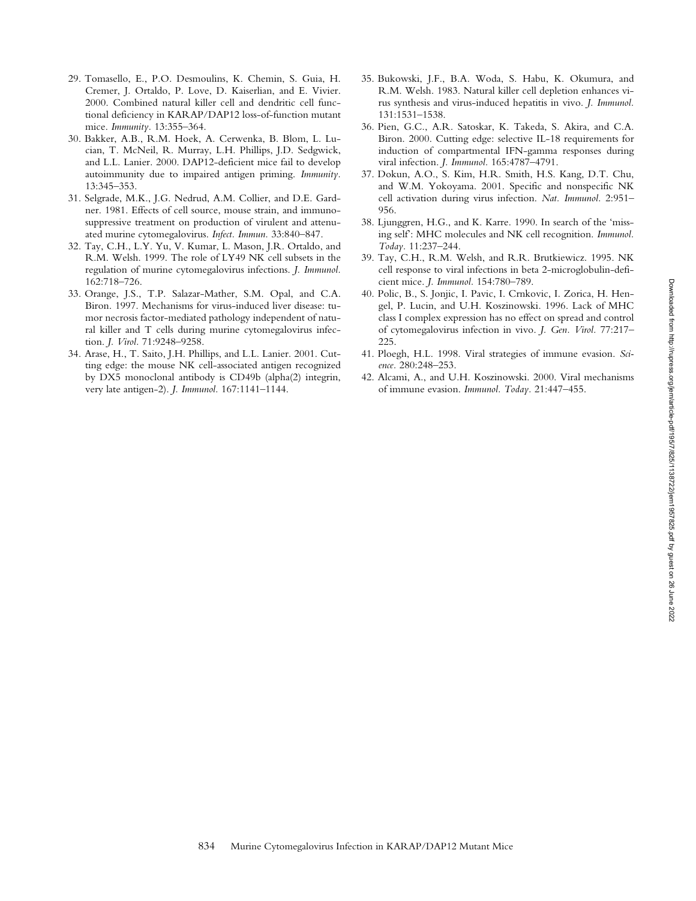29. Tomasello, E., P.O. Desmoulins, K. Chemin, S. Guia, H. Cremer, J. Ortaldo, P. Love, D. Kaiserlian, and E. Vivier. 2000. Combined natural killer cell and dendritic cell functional deficiency in KARAP/DAP12 loss-of-function mutant mice. *Immunity.* 13:355–364.
30. Bakker, A.B., R.M. Hoek, A. Cerwenka, B. Blom, L. Lucian, T. McNeil, R. Murray, L.H. Phillips, J.D. Sedgwick, and L.L. Lanier. 2000. DAP12-deficient mice fail to develop autoimmunity due to impaired antigen priming. *Immunity.* 13:345–353.
31. Selgrade, M.K., J.G. Nedrud, A.M. Collier, and D.E. Gardner. 1981. Effects of cell source, mouse strain, and immunosuppressive treatment on production of virulent and attenuated murine cytomegalovirus. *Infect. Immun.* 33:840–847.
32. Tay, C.H., L.Y. Yu, V. Kumar, L. Mason, J.R. Ortaldo, and R.M. Welsh. 1999. The role of LY49 NK cell subsets in the regulation of murine cytomegalovirus infections. *J. Immunol.* 162:718–726.
33. Orange, J.S., T.P. Salazar-Mather, S.M. Opal, and C.A. Biron. 1997. Mechanisms for virus-induced liver disease: tumor necrosis factor-mediated pathology independent of natural killer and T cells during murine cytomegalovirus infection. *J. Virol.* 71:9248–9258.
34. Arase, H., T. Saito, J.H. Phillips, and L.L. Lanier. 2001. Cutting edge: the mouse NK cell-associated antigen recognized by DX5 monoclonal antibody is CD49b (alpha(2) integrin, very late antigen-2). *J. Immunol.* 167:1141–1144.
35. Bukowski, J.F., B.A. Woda, S. Habu, K. Okumura, and R.M. Welsh. 1983. Natural killer cell depletion enhances virus synthesis and virus-induced hepatitis in vivo. *J. Immunol.* 131:1531–1538.
36. Pien, G.C., A.R. Satoskar, K. Takeda, S. Akira, and C.A. Biron. 2000. Cutting edge: selective IL-18 requirements for induction of compartmental IFN-gamma responses during viral infection. *J. Immunol.* 165:4787–4791.
37. Dokun, A.O., S. Kim, H.R. Smith, H.S. Kang, D.T. Chu, and W.M. Yokoyama. 2001. Specific and nonspecific NK cell activation during virus infection. *Nat. Immunol.* 2:951–956.
38. Ljunggren, H.G., and K. Karre. 1990. In search of the 'missing self': MHC molecules and NK cell recognition. *Immunol. Today.* 11:237–244.
39. Tay, C.H., R.M. Welsh, and R.R. Brutkiewicz. 1995. NK cell response to viral infections in beta 2-microglobulin-deficient mice. *J. Immunol.* 154:780–789.
40. Polic, B., S. Jonjic, I. Pavic, I. Crnkovic, I. Zorica, H. Hengel, P. Lucin, and U.H. Koszinowski. 1996. Lack of MHC class I complex expression has no effect on spread and control of cytomegalovirus infection in vivo. *J. Gen. Virol.* 77:217–225.
41. Ploegh, H.L. 1998. Viral strategies of immune evasion. *Science.* 280:248–253.
42. Alcami, A., and U.H. Koszinowski. 2000. Viral mechanisms of immune evasion. *Immunol. Today.* 21:447–455.